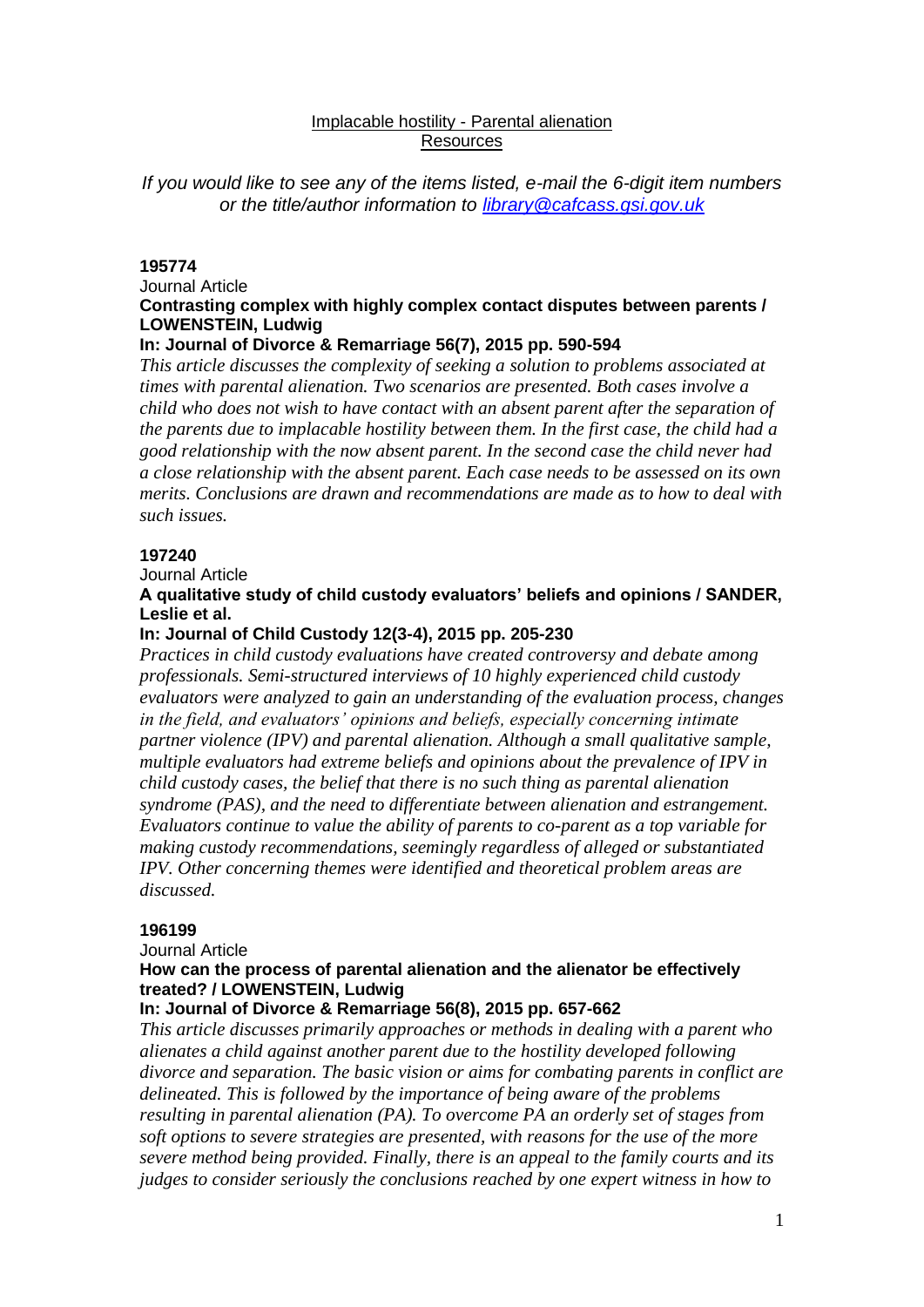# Implacable hostility - Parental alienation
## Resources

*If you would like to see any of the items listed, e-mail the 6-digit item numbers or the title/author information to [library@cafcass.gsi.gov.uk](mailto:library@cafcass.gsi.gov.uk)*

**195774**

Journal Article

**Contrasting complex with highly complex contact disputes between parents / LOWENSTEIN, Ludwig**

**In: Journal of Divorce & Remarriage 56(7), 2015 pp. 590-594**

*This article discusses the complexity of seeking a solution to problems associated at times with parental alienation. Two scenarios are presented. Both cases involve a child who does not wish to have contact with an absent parent after the separation of the parents due to implacable hostility between them. In the first case, the child had a good relationship with the now absent parent. In the second case the child never had a close relationship with the absent parent. Each case needs to be assessed on its own merits. Conclusions are drawn and recommendations are made as to how to deal with such issues.*

**197240**

Journal Article

**A qualitative study of child custody evaluators' beliefs and opinions / SANDER, Leslie et al.**

**In: Journal of Child Custody 12(3-4), 2015 pp. 205-230**

*Practices in child custody evaluations have created controversy and debate among professionals. Semi-structured interviews of 10 highly experienced child custody evaluators were analyzed to gain an understanding of the evaluation process, changes in the field, and evaluators' opinions and beliefs, especially concerning intimate partner violence (IPV) and parental alienation. Although a small qualitative sample, multiple evaluators had extreme beliefs and opinions about the prevalence of IPV in child custody cases, the belief that there is no such thing as parental alienation syndrome (PAS), and the need to differentiate between alienation and estrangement. Evaluators continue to value the ability of parents to co-parent as a top variable for making custody recommendations, seemingly regardless of alleged or substantiated IPV. Other concerning themes were identified and theoretical problem areas are discussed.*

**196199**

Journal Article

**How can the process of parental alienation and the alienator be effectively treated? / LOWENSTEIN, Ludwig**

**In: Journal of Divorce & Remarriage 56(8), 2015 pp. 657-662**

*This article discusses primarily approaches or methods in dealing with a parent who alienates a child against another parent due to the hostility developed following divorce and separation. The basic vision or aims for combating parents in conflict are delineated. This is followed by the importance of being aware of the problems resulting in parental alienation (PA). To overcome PA an orderly set of stages from soft options to severe strategies are presented, with reasons for the use of the more severe method being provided. Finally, there is an appeal to the family courts and its judges to consider seriously the conclusions reached by one expert witness in how to*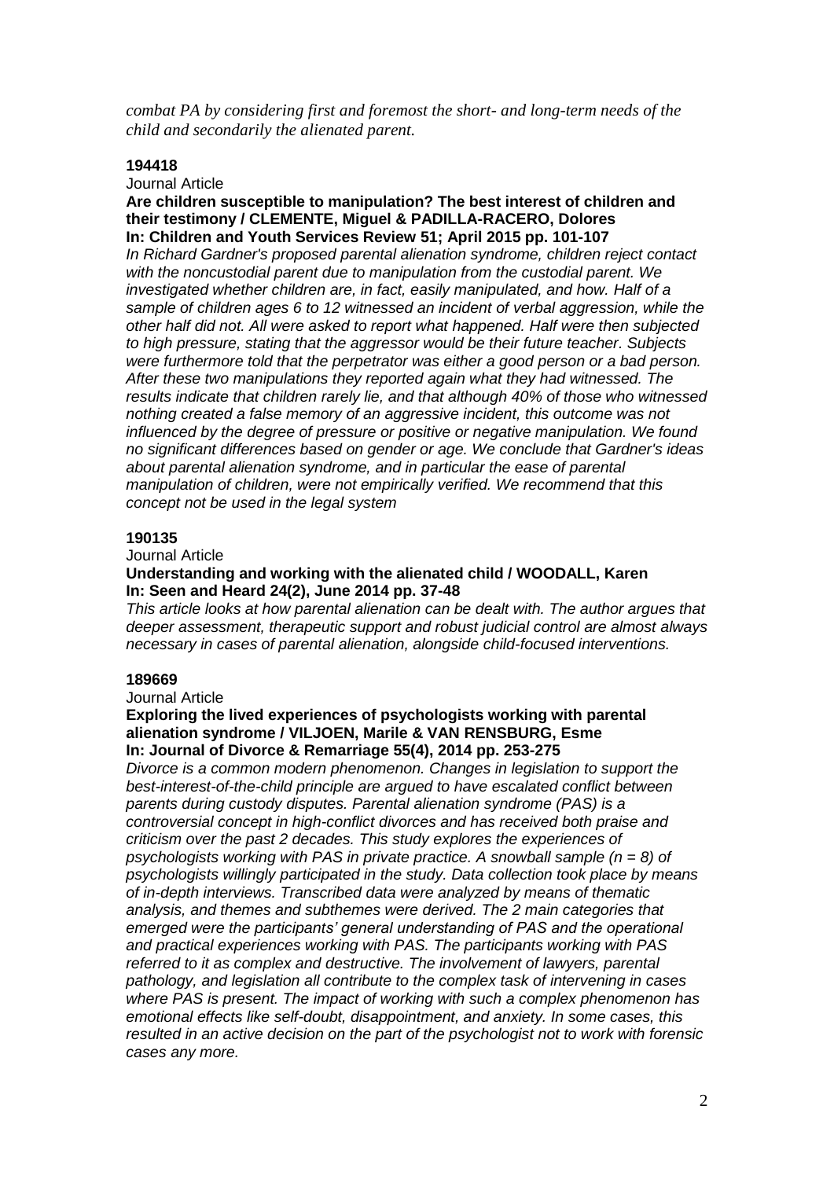*combat PA by considering first and foremost the short- and long-term needs of the child and secondarily the alienated parent.*

**194418**

Journal Article

**Are children susceptible to manipulation? The best interest of children and their testimony / CLEMENTE, Miguel & PADILLA-RACERO, Dolores**
**In: Children and Youth Services Review 51; April 2015 pp. 101-107**

*In Richard Gardner's proposed parental alienation syndrome, children reject contact with the noncustodial parent due to manipulation from the custodial parent. We investigated whether children are, in fact, easily manipulated, and how. Half of a sample of children ages 6 to 12 witnessed an incident of verbal aggression, while the other half did not. All were asked to report what happened. Half were then subjected to high pressure, stating that the aggressor would be their future teacher. Subjects were furthermore told that the perpetrator was either a good person or a bad person. After these two manipulations they reported again what they had witnessed. The results indicate that children rarely lie, and that although 40% of those who witnessed nothing created a false memory of an aggressive incident, this outcome was not influenced by the degree of pressure or positive or negative manipulation. We found no significant differences based on gender or age. We conclude that Gardner's ideas about parental alienation syndrome, and in particular the ease of parental manipulation of children, were not empirically verified. We recommend that this concept not be used in the legal system*

**190135**

Journal Article

**Understanding and working with the alienated child / WOODALL, Karen**
**In: Seen and Heard 24(2), June 2014 pp. 37-48**

*This article looks at how parental alienation can be dealt with. The author argues that deeper assessment, therapeutic support and robust judicial control are almost always necessary in cases of parental alienation, alongside child-focused interventions.*

**189669**

Journal Article

**Exploring the lived experiences of psychologists working with parental alienation syndrome / VILJOEN, Marile & VAN RENSBURG, Esme**
**In: Journal of Divorce & Remarriage 55(4), 2014 pp. 253-275**

*Divorce is a common modern phenomenon. Changes in legislation to support the best-interest-of-the-child principle are argued to have escalated conflict between parents during custody disputes. Parental alienation syndrome (PAS) is a controversial concept in high-conflict divorces and has received both praise and criticism over the past 2 decades. This study explores the experiences of psychologists working with PAS in private practice. A snowball sample (n = 8) of psychologists willingly participated in the study. Data collection took place by means of in-depth interviews. Transcribed data were analyzed by means of thematic analysis, and themes and subthemes were derived. The 2 main categories that emerged were the participants' general understanding of PAS and the operational and practical experiences working with PAS. The participants working with PAS referred to it as complex and destructive. The involvement of lawyers, parental pathology, and legislation all contribute to the complex task of intervening in cases where PAS is present. The impact of working with such a complex phenomenon has emotional effects like self-doubt, disappointment, and anxiety. In some cases, this resulted in an active decision on the part of the psychologist not to work with forensic cases any more.*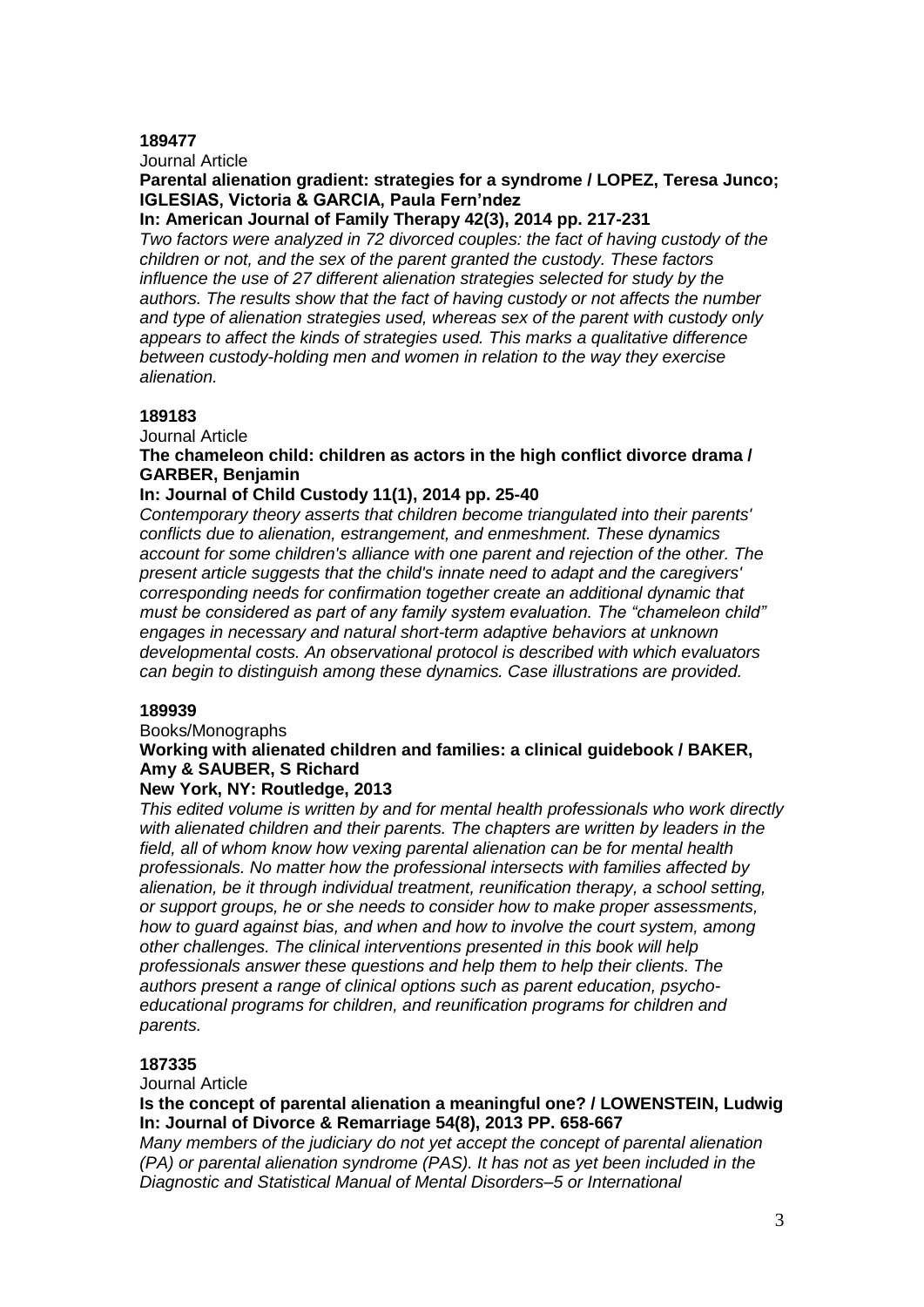**189477**

Journal Article

**Parental alienation gradient: strategies for a syndrome / LOPEZ, Teresa Junco; IGLESIAS, Victoria & GARCIA, Paula Fern'ndez**

**In: American Journal of Family Therapy 42(3), 2014 pp. 217-231**

*Two factors were analyzed in 72 divorced couples: the fact of having custody of the children or not, and the sex of the parent granted the custody. These factors influence the use of 27 different alienation strategies selected for study by the authors. The results show that the fact of having custody or not affects the number and type of alienation strategies used, whereas sex of the parent with custody only appears to affect the kinds of strategies used. This marks a qualitative difference between custody-holding men and women in relation to the way they exercise alienation.*

**189183**

Journal Article

**The chameleon child: children as actors in the high conflict divorce drama / GARBER, Benjamin**

**In: Journal of Child Custody 11(1), 2014 pp. 25-40**

*Contemporary theory asserts that children become triangulated into their parents' conflicts due to alienation, estrangement, and enmeshment. These dynamics account for some children's alliance with one parent and rejection of the other. The present article suggests that the child's innate need to adapt and the caregivers' corresponding needs for confirmation together create an additional dynamic that must be considered as part of any family system evaluation. The "chameleon child" engages in necessary and natural short-term adaptive behaviors at unknown developmental costs. An observational protocol is described with which evaluators can begin to distinguish among these dynamics. Case illustrations are provided.*

**189939**

Books/Monographs

**Working with alienated children and families: a clinical guidebook / BAKER, Amy & SAUBER, S Richard**

**New York, NY: Routledge, 2013**

*This edited volume is written by and for mental health professionals who work directly with alienated children and their parents. The chapters are written by leaders in the field, all of whom know how vexing parental alienation can be for mental health professionals. No matter how the professional intersects with families affected by alienation, be it through individual treatment, reunification therapy, a school setting, or support groups, he or she needs to consider how to make proper assessments, how to guard against bias, and when and how to involve the court system, among other challenges. The clinical interventions presented in this book will help professionals answer these questions and help them to help their clients. The authors present a range of clinical options such as parent education, psycho-educational programs for children, and reunification programs for children and parents.*

**187335**

Journal Article

**Is the concept of parental alienation a meaningful one? / LOWENSTEIN, Ludwig**

**In: Journal of Divorce & Remarriage 54(8), 2013 PP. 658-667**

*Many members of the judiciary do not yet accept the concept of parental alienation (PA) or parental alienation syndrome (PAS). It has not as yet been included in the Diagnostic and Statistical Manual of Mental Disorders–5 or International*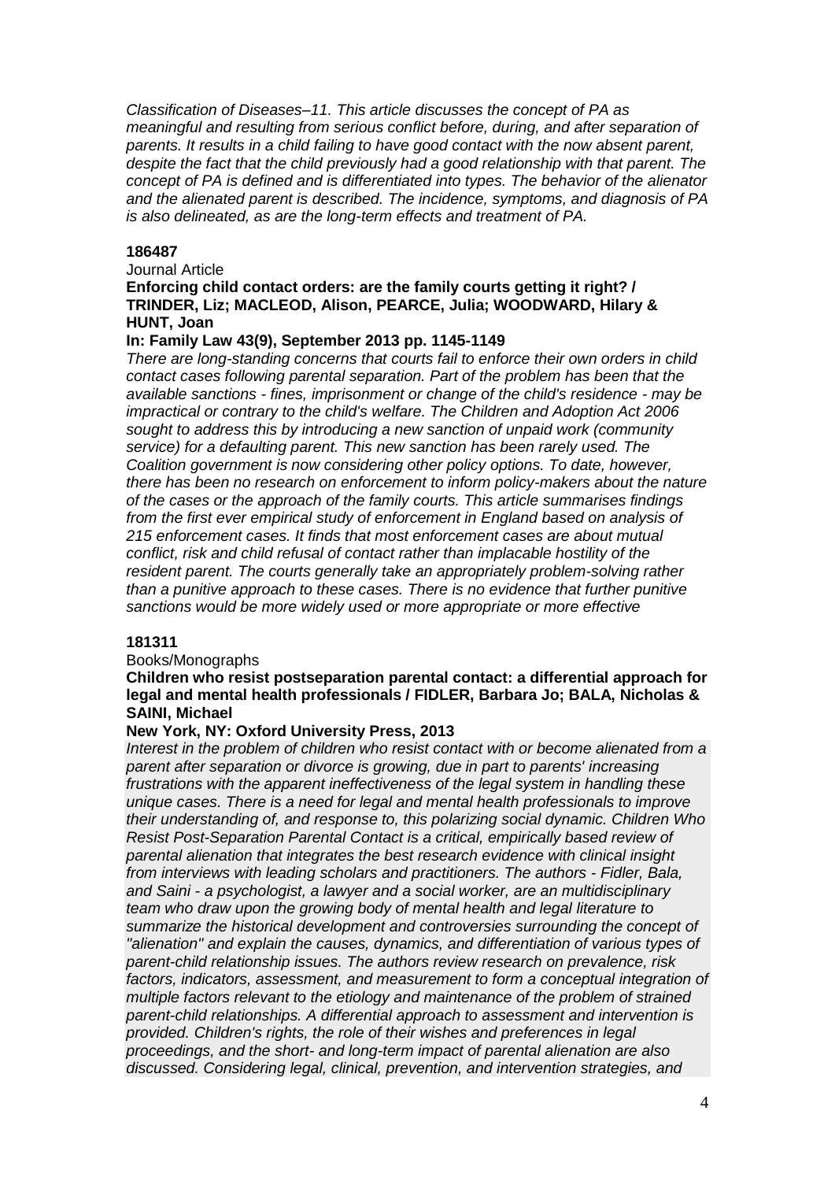*Classification of Diseases–11. This article discusses the concept of PA as meaningful and resulting from serious conflict before, during, and after separation of parents. It results in a child failing to have good contact with the now absent parent, despite the fact that the child previously had a good relationship with that parent. The concept of PA is defined and is differentiated into types. The behavior of the alienator and the alienated parent is described. The incidence, symptoms, and diagnosis of PA is also delineated, as are the long-term effects and treatment of PA.*

**186487**

Journal Article

**Enforcing child contact orders: are the family courts getting it right? / TRINDER, Liz; MACLEOD, Alison, PEARCE, Julia; WOODWARD, Hilary & HUNT, Joan**

**In: Family Law 43(9), September 2013 pp. 1145-1149**

*There are long-standing concerns that courts fail to enforce their own orders in child contact cases following parental separation. Part of the problem has been that the available sanctions - fines, imprisonment or change of the child's residence - may be impractical or contrary to the child's welfare. The Children and Adoption Act 2006 sought to address this by introducing a new sanction of unpaid work (community service) for a defaulting parent. This new sanction has been rarely used. The Coalition government is now considering other policy options. To date, however, there has been no research on enforcement to inform policy-makers about the nature of the cases or the approach of the family courts. This article summarises findings from the first ever empirical study of enforcement in England based on analysis of 215 enforcement cases. It finds that most enforcement cases are about mutual conflict, risk and child refusal of contact rather than implacable hostility of the resident parent. The courts generally take an appropriately problem-solving rather than a punitive approach to these cases. There is no evidence that further punitive sanctions would be more widely used or more appropriate or more effective*

**181311**

Books/Monographs

**Children who resist postseparation parental contact: a differential approach for legal and mental health professionals / FIDLER, Barbara Jo; BALA, Nicholas & SAINI, Michael**

**New York, NY: Oxford University Press, 2013**

*Interest in the problem of children who resist contact with or become alienated from a parent after separation or divorce is growing, due in part to parents' increasing frustrations with the apparent ineffectiveness of the legal system in handling these unique cases. There is a need for legal and mental health professionals to improve their understanding of, and response to, this polarizing social dynamic. Children Who Resist Post-Separation Parental Contact is a critical, empirically based review of parental alienation that integrates the best research evidence with clinical insight from interviews with leading scholars and practitioners. The authors - Fidler, Bala, and Saini - a psychologist, a lawyer and a social worker, are an multidisciplinary team who draw upon the growing body of mental health and legal literature to summarize the historical development and controversies surrounding the concept of "alienation" and explain the causes, dynamics, and differentiation of various types of parent-child relationship issues. The authors review research on prevalence, risk factors, indicators, assessment, and measurement to form a conceptual integration of multiple factors relevant to the etiology and maintenance of the problem of strained parent-child relationships. A differential approach to assessment and intervention is provided. Children's rights, the role of their wishes and preferences in legal proceedings, and the short- and long-term impact of parental alienation are also discussed. Considering legal, clinical, prevention, and intervention strategies, and*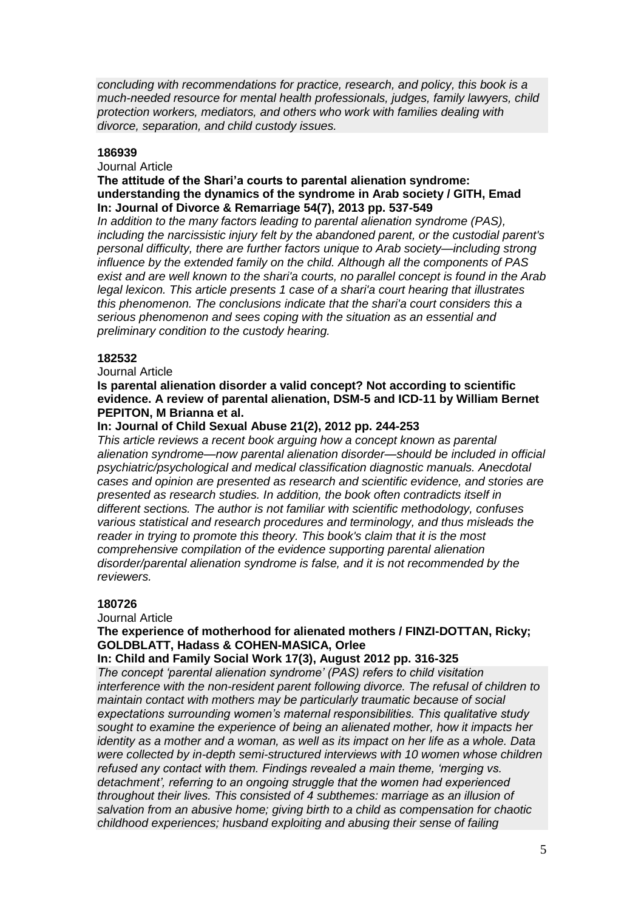*concluding with recommendations for practice, research, and policy, this book is a much-needed resource for mental health professionals, judges, family lawyers, child protection workers, mediators, and others who work with families dealing with divorce, separation, and child custody issues.*

**186939**

Journal Article

**The attitude of the Shari'a courts to parental alienation syndrome: understanding the dynamics of the syndrome in Arab society / GITH, Emad**
**In: Journal of Divorce & Remarriage 54(7), 2013 pp. 537-549**

*In addition to the many factors leading to parental alienation syndrome (PAS), including the narcissistic injury felt by the abandoned parent, or the custodial parent's personal difficulty, there are further factors unique to Arab society—including strong influence by the extended family on the child. Although all the components of PAS exist and are well known to the shari'a courts, no parallel concept is found in the Arab legal lexicon. This article presents 1 case of a shari'a court hearing that illustrates this phenomenon. The conclusions indicate that the shari'a court considers this a serious phenomenon and sees coping with the situation as an essential and preliminary condition to the custody hearing.*

**182532**

Journal Article

**Is parental alienation disorder a valid concept? Not according to scientific evidence. A review of parental alienation, DSM-5 and ICD-11 by William Bernet PEPITON, M Brianna et al.**
**In: Journal of Child Sexual Abuse 21(2), 2012 pp. 244-253**

*This article reviews a recent book arguing how a concept known as parental alienation syndrome—now parental alienation disorder—should be included in official psychiatric/psychological and medical classification diagnostic manuals. Anecdotal cases and opinion are presented as research and scientific evidence, and stories are presented as research studies. In addition, the book often contradicts itself in different sections. The author is not familiar with scientific methodology, confuses various statistical and research procedures and terminology, and thus misleads the reader in trying to promote this theory. This book's claim that it is the most comprehensive compilation of the evidence supporting parental alienation disorder/parental alienation syndrome is false, and it is not recommended by the reviewers.*

**180726**

Journal Article

**The experience of motherhood for alienated mothers / FINZI-DOTTAN, Ricky; GOLDBLATT, Hadass & COHEN-MASICA, Orlee**
**In: Child and Family Social Work 17(3), August 2012 pp. 316-325**

*The concept 'parental alienation syndrome' (PAS) refers to child visitation interference with the non-resident parent following divorce. The refusal of children to maintain contact with mothers may be particularly traumatic because of social expectations surrounding women's maternal responsibilities. This qualitative study sought to examine the experience of being an alienated mother, how it impacts her identity as a mother and a woman, as well as its impact on her life as a whole. Data were collected by in-depth semi-structured interviews with 10 women whose children refused any contact with them. Findings revealed a main theme, 'merging vs. detachment', referring to an ongoing struggle that the women had experienced throughout their lives. This consisted of 4 subthemes: marriage as an illusion of salvation from an abusive home; giving birth to a child as compensation for chaotic childhood experiences; husband exploiting and abusing their sense of failing*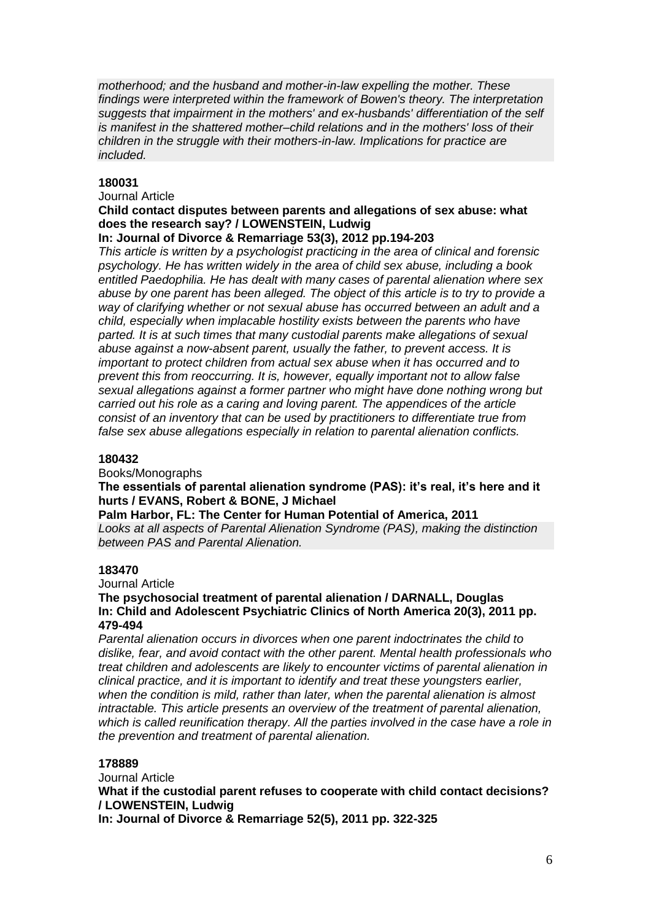*motherhood; and the husband and mother-in-law expelling the mother. These findings were interpreted within the framework of Bowen's theory. The interpretation suggests that impairment in the mothers' and ex-husbands' differentiation of the self is manifest in the shattered mother–child relations and in the mothers' loss of their children in the struggle with their mothers-in-law. Implications for practice are included.*

**180031**

Journal Article

**Child contact disputes between parents and allegations of sex abuse: what does the research say? / LOWENSTEIN, Ludwig**

**In: Journal of Divorce & Remarriage 53(3), 2012 pp.194-203**

*This article is written by a psychologist practicing in the area of clinical and forensic psychology. He has written widely in the area of child sex abuse, including a book entitled Paedophilia. He has dealt with many cases of parental alienation where sex abuse by one parent has been alleged. The object of this article is to try to provide a way of clarifying whether or not sexual abuse has occurred between an adult and a child, especially when implacable hostility exists between the parents who have parted. It is at such times that many custodial parents make allegations of sexual abuse against a now-absent parent, usually the father, to prevent access. It is important to protect children from actual sex abuse when it has occurred and to prevent this from reoccurring. It is, however, equally important not to allow false sexual allegations against a former partner who might have done nothing wrong but carried out his role as a caring and loving parent. The appendices of the article consist of an inventory that can be used by practitioners to differentiate true from false sex abuse allegations especially in relation to parental alienation conflicts.*

**180432**

Books/Monographs

**The essentials of parental alienation syndrome (PAS): it's real, it's here and it hurts / EVANS, Robert & BONE, J Michael**

**Palm Harbor, FL: The Center for Human Potential of America, 2011**

*Looks at all aspects of Parental Alienation Syndrome (PAS), making the distinction between PAS and Parental Alienation.*

**183470**

Journal Article

**The psychosocial treatment of parental alienation / DARNALL, Douglas**

**In: Child and Adolescent Psychiatric Clinics of North America 20(3), 2011 pp. 479-494**

*Parental alienation occurs in divorces when one parent indoctrinates the child to dislike, fear, and avoid contact with the other parent. Mental health professionals who treat children and adolescents are likely to encounter victims of parental alienation in clinical practice, and it is important to identify and treat these youngsters earlier, when the condition is mild, rather than later, when the parental alienation is almost intractable. This article presents an overview of the treatment of parental alienation, which is called reunification therapy. All the parties involved in the case have a role in the prevention and treatment of parental alienation.*

**178889**

Journal Article

**What if the custodial parent refuses to cooperate with child contact decisions? / LOWENSTEIN, Ludwig**

**In: Journal of Divorce & Remarriage 52(5), 2011 pp. 322-325**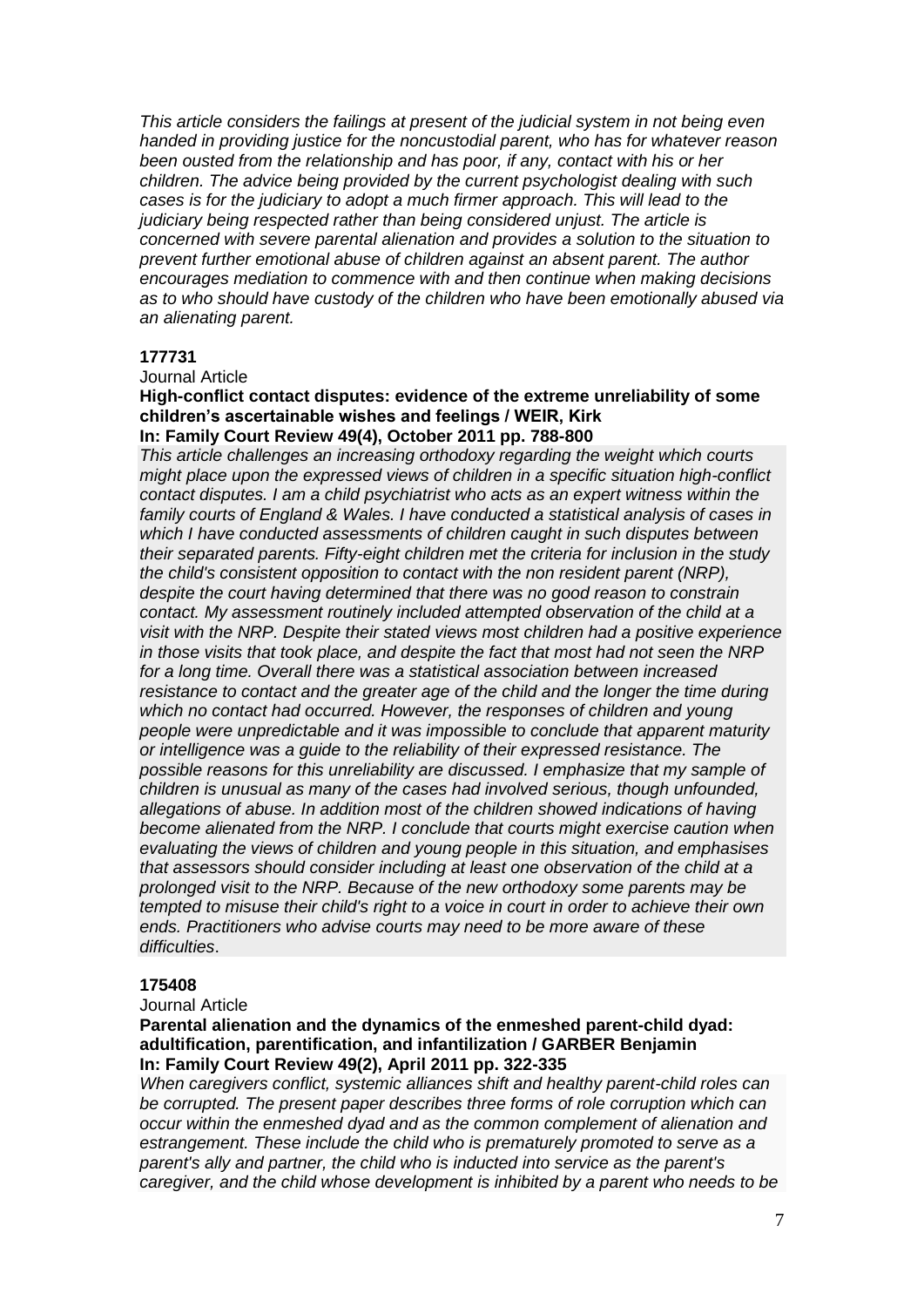*This article considers the failings at present of the judicial system in not being even handed in providing justice for the noncustodial parent, who has for whatever reason been ousted from the relationship and has poor, if any, contact with his or her children. The advice being provided by the current psychologist dealing with such cases is for the judiciary to adopt a much firmer approach. This will lead to the judiciary being respected rather than being considered unjust. The article is concerned with severe parental alienation and provides a solution to the situation to prevent further emotional abuse of children against an absent parent. The author encourages mediation to commence with and then continue when making decisions as to who should have custody of the children who have been emotionally abused via an alienating parent.*

**177731**

Journal Article

**High-conflict contact disputes: evidence of the extreme unreliability of some children's ascertainable wishes and feelings / WEIR, Kirk**
**In: Family Court Review 49(4), October 2011 pp. 788-800**

*This article challenges an increasing orthodoxy regarding the weight which courts might place upon the expressed views of children in a specific situation high-conflict contact disputes. I am a child psychiatrist who acts as an expert witness within the family courts of England & Wales. I have conducted a statistical analysis of cases in which I have conducted assessments of children caught in such disputes between their separated parents. Fifty-eight children met the criteria for inclusion in the study the child's consistent opposition to contact with the non resident parent (NRP), despite the court having determined that there was no good reason to constrain contact. My assessment routinely included attempted observation of the child at a visit with the NRP. Despite their stated views most children had a positive experience in those visits that took place, and despite the fact that most had not seen the NRP for a long time. Overall there was a statistical association between increased resistance to contact and the greater age of the child and the longer the time during which no contact had occurred. However, the responses of children and young people were unpredictable and it was impossible to conclude that apparent maturity or intelligence was a guide to the reliability of their expressed resistance. The possible reasons for this unreliability are discussed. I emphasize that my sample of children is unusual as many of the cases had involved serious, though unfounded, allegations of abuse. In addition most of the children showed indications of having become alienated from the NRP. I conclude that courts might exercise caution when evaluating the views of children and young people in this situation, and emphasises that assessors should consider including at least one observation of the child at a prolonged visit to the NRP. Because of the new orthodoxy some parents may be tempted to misuse their child's right to a voice in court in order to achieve their own ends. Practitioners who advise courts may need to be more aware of these difficulties*.

**175408**

Journal Article

**Parental alienation and the dynamics of the enmeshed parent-child dyad: adultification, parentification, and infantilization / GARBER Benjamin**
**In: Family Court Review 49(2), April 2011 pp. 322-335**

*When caregivers conflict, systemic alliances shift and healthy parent-child roles can be corrupted. The present paper describes three forms of role corruption which can occur within the enmeshed dyad and as the common complement of alienation and estrangement. These include the child who is prematurely promoted to serve as a parent's ally and partner, the child who is inducted into service as the parent's caregiver, and the child whose development is inhibited by a parent who needs to be*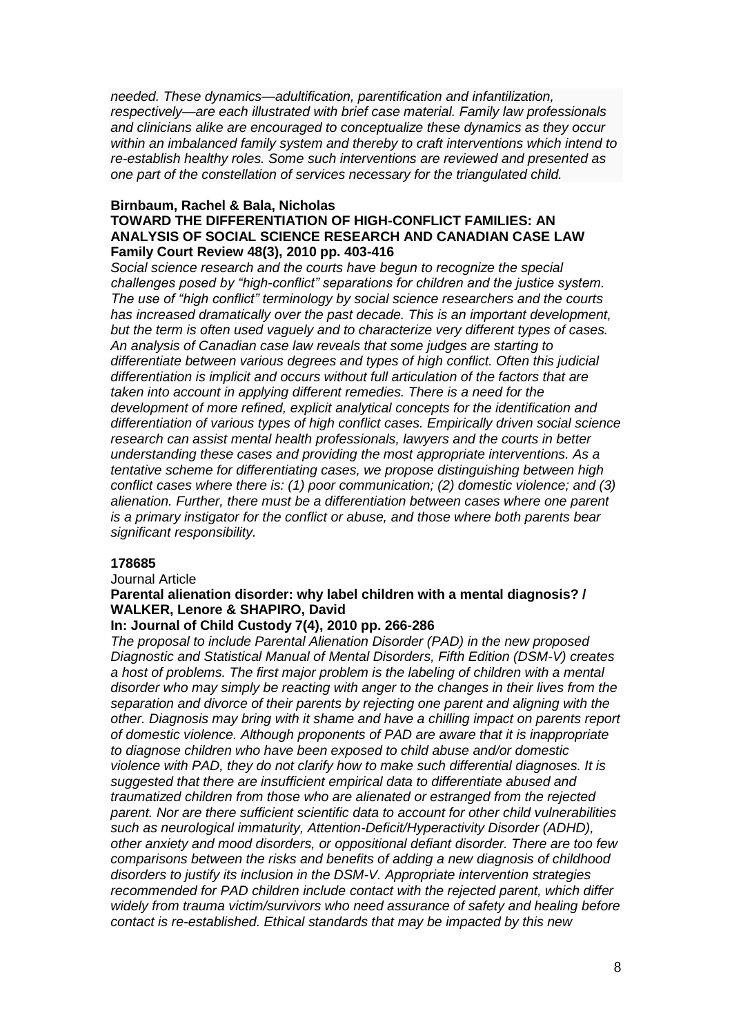*needed. These dynamics—adultification, parentification and infantilization, respectively—are each illustrated with brief case material. Family law professionals and clinicians alike are encouraged to conceptualize these dynamics as they occur within an imbalanced family system and thereby to craft interventions which intend to re-establish healthy roles. Some such interventions are reviewed and presented as one part of the constellation of services necessary for the triangulated child.*

**Birnbaum, Rachel & Bala, Nicholas**
**TOWARD THE DIFFERENTIATION OF HIGH-CONFLICT FAMILIES: AN ANALYSIS OF SOCIAL SCIENCE RESEARCH AND CANADIAN CASE LAW**
**Family Court Review 48(3), 2010 pp. 403-416**

*Social science research and the courts have begun to recognize the special challenges posed by "high-conflict" separations for children and the justice system. The use of "high conflict" terminology by social science researchers and the courts has increased dramatically over the past decade. This is an important development, but the term is often used vaguely and to characterize very different types of cases. An analysis of Canadian case law reveals that some judges are starting to differentiate between various degrees and types of high conflict. Often this judicial differentiation is implicit and occurs without full articulation of the factors that are taken into account in applying different remedies. There is a need for the development of more refined, explicit analytical concepts for the identification and differentiation of various types of high conflict cases. Empirically driven social science research can assist mental health professionals, lawyers and the courts in better understanding these cases and providing the most appropriate interventions. As a tentative scheme for differentiating cases, we propose distinguishing between high conflict cases where there is: (1) poor communication; (2) domestic violence; and (3) alienation. Further, there must be a differentiation between cases where one parent is a primary instigator for the conflict or abuse, and those where both parents bear significant responsibility.*

**178685**

Journal Article

**Parental alienation disorder: why label children with a mental diagnosis? / WALKER, Lenore & SHAPIRO, David**

**In: Journal of Child Custody 7(4), 2010 pp. 266-286**

*The proposal to include Parental Alienation Disorder (PAD) in the new proposed Diagnostic and Statistical Manual of Mental Disorders, Fifth Edition (DSM-V) creates a host of problems. The first major problem is the labeling of children with a mental disorder who may simply be reacting with anger to the changes in their lives from the separation and divorce of their parents by rejecting one parent and aligning with the other. Diagnosis may bring with it shame and have a chilling impact on parents report of domestic violence. Although proponents of PAD are aware that it is inappropriate to diagnose children who have been exposed to child abuse and/or domestic violence with PAD, they do not clarify how to make such differential diagnoses. It is suggested that there are insufficient empirical data to differentiate abused and traumatized children from those who are alienated or estranged from the rejected parent. Nor are there sufficient scientific data to account for other child vulnerabilities such as neurological immaturity, Attention-Deficit/Hyperactivity Disorder (ADHD), other anxiety and mood disorders, or oppositional defiant disorder. There are too few comparisons between the risks and benefits of adding a new diagnosis of childhood disorders to justify its inclusion in the DSM-V. Appropriate intervention strategies recommended for PAD children include contact with the rejected parent, which differ widely from trauma victim/survivors who need assurance of safety and healing before contact is re-established. Ethical standards that may be impacted by this new*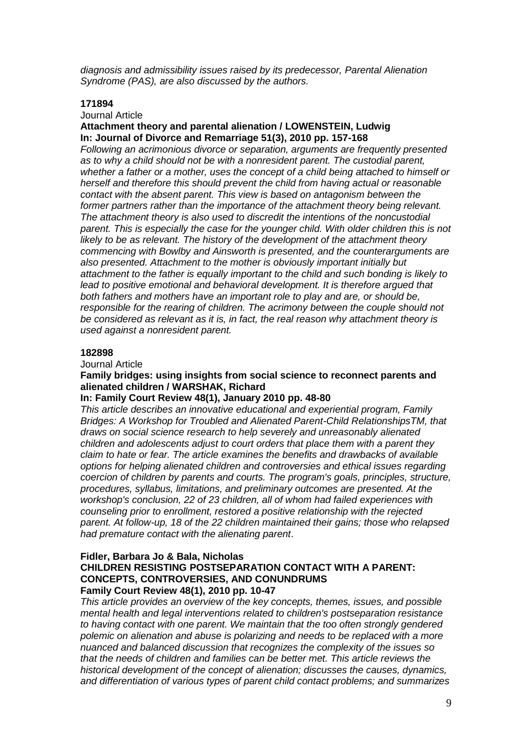*diagnosis and admissibility issues raised by its predecessor, Parental Alienation Syndrome (PAS), are also discussed by the authors.*

**171894**

Journal Article

**Attachment theory and parental alienation / LOWENSTEIN, Ludwig**
**In: Journal of Divorce and Remarriage 51(3), 2010 pp. 157-168**

*Following an acrimonious divorce or separation, arguments are frequently presented as to why a child should not be with a nonresident parent. The custodial parent, whether a father or a mother, uses the concept of a child being attached to himself or herself and therefore this should prevent the child from having actual or reasonable contact with the absent parent. This view is based on antagonism between the former partners rather than the importance of the attachment theory being relevant. The attachment theory is also used to discredit the intentions of the noncustodial parent. This is especially the case for the younger child. With older children this is not likely to be as relevant. The history of the development of the attachment theory commencing with Bowlby and Ainsworth is presented, and the counterarguments are also presented. Attachment to the mother is obviously important initially but attachment to the father is equally important to the child and such bonding is likely to lead to positive emotional and behavioral development. It is therefore argued that both fathers and mothers have an important role to play and are, or should be, responsible for the rearing of children. The acrimony between the couple should not be considered as relevant as it is, in fact, the real reason why attachment theory is used against a nonresident parent.*

**182898**

Journal Article

**Family bridges: using insights from social science to reconnect parents and alienated children / WARSHAK, Richard**
**In: Family Court Review 48(1), January 2010 pp. 48-80**

*This article describes an innovative educational and experiential program, Family Bridges: A Workshop for Troubled and Alienated Parent-Child RelationshipsTM, that draws on social science research to help severely and unreasonably alienated children and adolescents adjust to court orders that place them with a parent they claim to hate or fear. The article examines the benefits and drawbacks of available options for helping alienated children and controversies and ethical issues regarding coercion of children by parents and courts. The program's goals, principles, structure, procedures, syllabus, limitations, and preliminary outcomes are presented. At the workshop's conclusion, 22 of 23 children, all of whom had failed experiences with counseling prior to enrollment, restored a positive relationship with the rejected parent. At follow-up, 18 of the 22 children maintained their gains; those who relapsed had premature contact with the alienating parent*.

**Fidler, Barbara Jo & Bala, Nicholas**
**CHILDREN RESISTING POSTSEPARATION CONTACT WITH A PARENT: CONCEPTS, CONTROVERSIES, AND CONUNDRUMS**
**Family Court Review 48(1), 2010 pp. 10-47**

*This article provides an overview of the key concepts, themes, issues, and possible mental health and legal interventions related to children's postseparation resistance to having contact with one parent. We maintain that the too often strongly gendered polemic on alienation and abuse is polarizing and needs to be replaced with a more nuanced and balanced discussion that recognizes the complexity of the issues so that the needs of children and families can be better met. This article reviews the historical development of the concept of alienation; discusses the causes, dynamics, and differentiation of various types of parent child contact problems; and summarizes*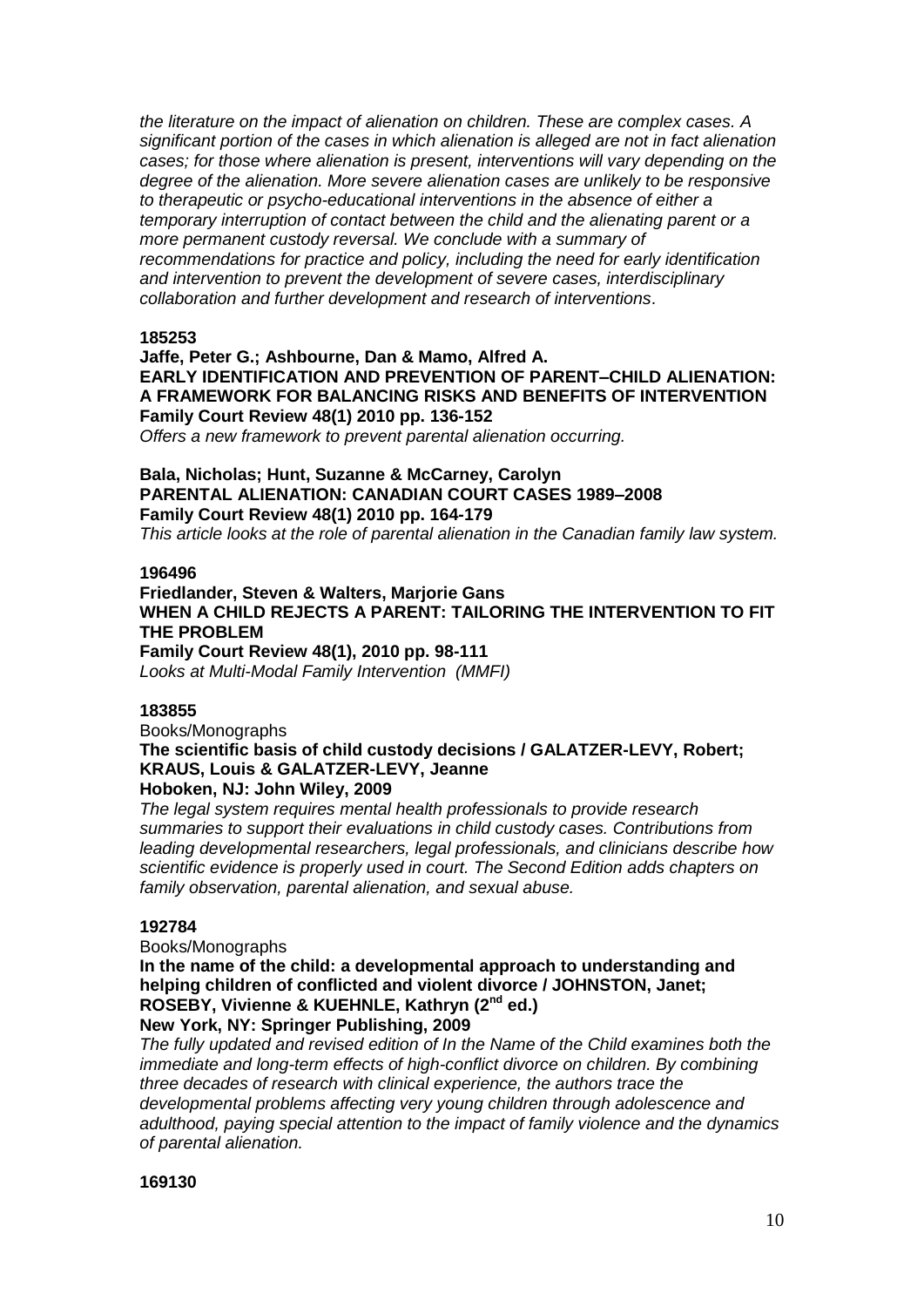*the literature on the impact of alienation on children. These are complex cases. A significant portion of the cases in which alienation is alleged are not in fact alienation cases; for those where alienation is present, interventions will vary depending on the degree of the alienation. More severe alienation cases are unlikely to be responsive to therapeutic or psycho-educational interventions in the absence of either a temporary interruption of contact between the child and the alienating parent or a more permanent custody reversal. We conclude with a summary of recommendations for practice and policy, including the need for early identification and intervention to prevent the development of severe cases, interdisciplinary collaboration and further development and research of interventions*.

**185253**

**Jaffe, Peter G.; Ashbourne, Dan & Mamo, Alfred A.**
**EARLY IDENTIFICATION AND PREVENTION OF PARENT–CHILD ALIENATION: A FRAMEWORK FOR BALANCING RISKS AND BENEFITS OF INTERVENTION**
**Family Court Review 48(1) 2010 pp. 136-152**
*Offers a new framework to prevent parental alienation occurring.*

**Bala, Nicholas; Hunt, Suzanne & McCarney, Carolyn**
**PARENTAL ALIENATION: CANADIAN COURT CASES 1989–2008**
**Family Court Review 48(1) 2010 pp. 164-179**
*This article looks at the role of parental alienation in the Canadian family law system.*

**196496**

**Friedlander, Steven & Walters, Marjorie Gans**
**WHEN A CHILD REJECTS A PARENT: TAILORING THE INTERVENTION TO FIT THE PROBLEM**
**Family Court Review 48(1), 2010 pp. 98-111**
*Looks at Multi-Modal Family Intervention (MMFI)*

**183855**

Books/Monographs
**The scientific basis of child custody decisions / GALATZER-LEVY, Robert; KRAUS, Louis & GALATZER-LEVY, Jeanne**
**Hoboken, NJ: John Wiley, 2009**
*The legal system requires mental health professionals to provide research summaries to support their evaluations in child custody cases. Contributions from leading developmental researchers, legal professionals, and clinicians describe how scientific evidence is properly used in court. The Second Edition adds chapters on family observation, parental alienation, and sexual abuse.*

**192784**

Books/Monographs
**In the name of the child: a developmental approach to understanding and helping children of conflicted and violent divorce / JOHNSTON, Janet; ROSEBY, Vivienne & KUEHNLE, Kathryn (2nd ed.)**
**New York, NY: Springer Publishing, 2009**
*The fully updated and revised edition of In the Name of the Child examines both the immediate and long-term effects of high-conflict divorce on children. By combining three decades of research with clinical experience, the authors trace the developmental problems affecting very young children through adolescence and adulthood, paying special attention to the impact of family violence and the dynamics of parental alienation.*

**169130**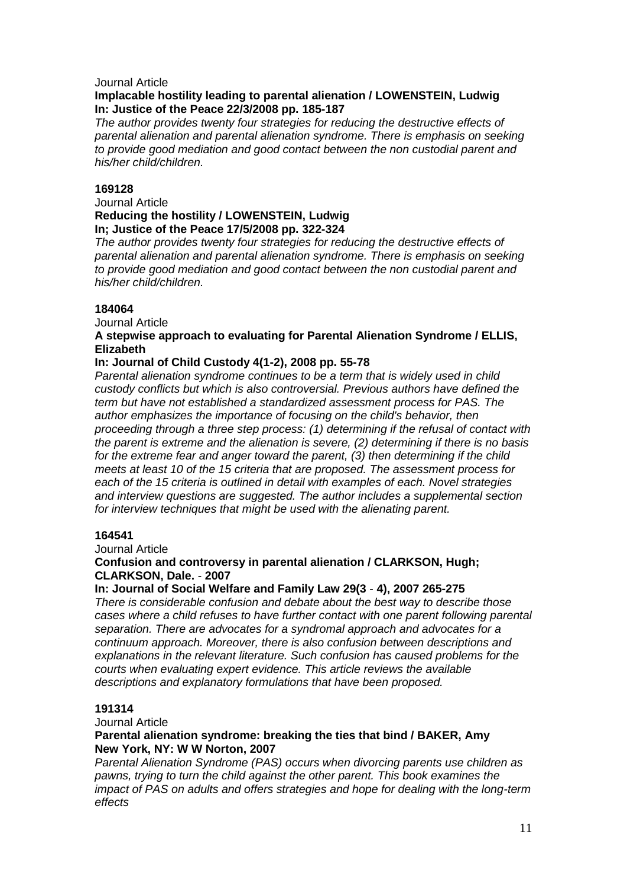Journal Article

**Implacable hostility leading to parental alienation / LOWENSTEIN, Ludwig**
**In: Justice of the Peace 22/3/2008 pp. 185-187**

*The author provides twenty four strategies for reducing the destructive effects of parental alienation and parental alienation syndrome. There is emphasis on seeking to provide good mediation and good contact between the non custodial parent and his/her child/children.*

**169128**

Journal Article

**Reducing the hostility / LOWENSTEIN, Ludwig**
**In; Justice of the Peace 17/5/2008 pp. 322-324**

*The author provides twenty four strategies for reducing the destructive effects of parental alienation and parental alienation syndrome. There is emphasis on seeking to provide good mediation and good contact between the non custodial parent and his/her child/children.*

**184064**

Journal Article

**A stepwise approach to evaluating for Parental Alienation Syndrome / ELLIS, Elizabeth**

**In: Journal of Child Custody 4(1-2), 2008 pp. 55-78**

*Parental alienation syndrome continues to be a term that is widely used in child custody conflicts but which is also controversial. Previous authors have defined the term but have not established a standardized assessment process for PAS. The author emphasizes the importance of focusing on the child's behavior, then proceeding through a three step process: (1) determining if the refusal of contact with the parent is extreme and the alienation is severe, (2) determining if there is no basis for the extreme fear and anger toward the parent, (3) then determining if the child meets at least 10 of the 15 criteria that are proposed. The assessment process for each of the 15 criteria is outlined in detail with examples of each. Novel strategies and interview questions are suggested. The author includes a supplemental section for interview techniques that might be used with the alienating parent.*

**164541**

Journal Article

**Confusion and controversy in parental alienation / CLARKSON, Hugh; CLARKSON, Dale. - 2007**

**In: Journal of Social Welfare and Family Law 29(3 - 4), 2007 265-275**

*There is considerable confusion and debate about the best way to describe those cases where a child refuses to have further contact with one parent following parental separation. There are advocates for a syndromal approach and advocates for a continuum approach. Moreover, there is also confusion between descriptions and explanations in the relevant literature. Such confusion has caused problems for the courts when evaluating expert evidence. This article reviews the available descriptions and explanatory formulations that have been proposed.*

**191314**

Journal Article

**Parental alienation syndrome: breaking the ties that bind / BAKER, Amy**
**New York, NY: W W Norton, 2007**

*Parental Alienation Syndrome (PAS) occurs when divorcing parents use children as pawns, trying to turn the child against the other parent. This book examines the impact of PAS on adults and offers strategies and hope for dealing with the long-term effects*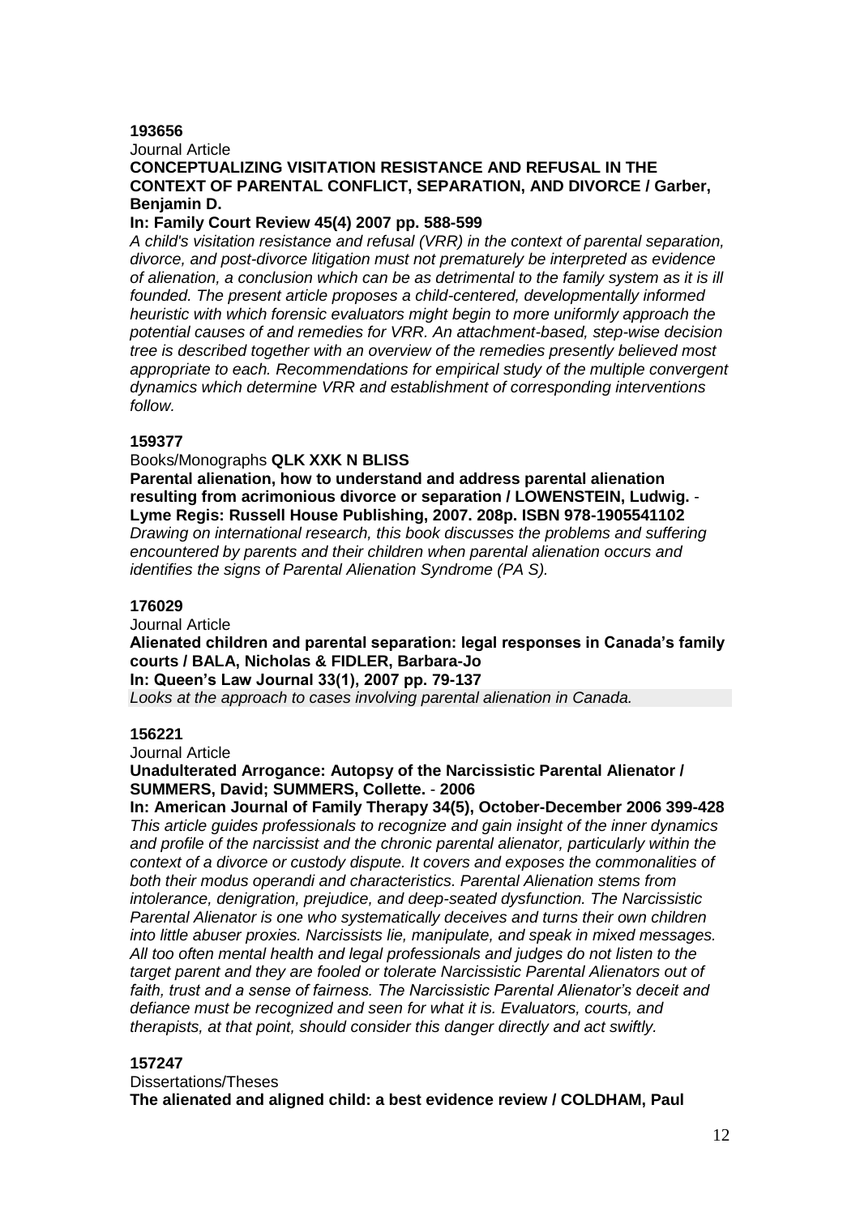**193656**

Journal Article

**CONCEPTUALIZING VISITATION RESISTANCE AND REFUSAL IN THE CONTEXT OF PARENTAL CONFLICT, SEPARATION, AND DIVORCE / Garber, Benjamin D.**

**In: Family Court Review 45(4) 2007 pp. 588-599**

*A child's visitation resistance and refusal (VRR) in the context of parental separation, divorce, and post-divorce litigation must not prematurely be interpreted as evidence of alienation, a conclusion which can be as detrimental to the family system as it is ill founded. The present article proposes a child-centered, developmentally informed heuristic with which forensic evaluators might begin to more uniformly approach the potential causes of and remedies for VRR. An attachment-based, step-wise decision tree is described together with an overview of the remedies presently believed most appropriate to each. Recommendations for empirical study of the multiple convergent dynamics which determine VRR and establishment of corresponding interventions follow.*

**159377**

Books/Monographs **QLK XXK N BLISS**

**Parental alienation, how to understand and address parental alienation resulting from acrimonious divorce or separation / LOWENSTEIN, Ludwig. - Lyme Regis: Russell House Publishing, 2007. 208p. ISBN 978-1905541102**

*Drawing on international research, this book discusses the problems and suffering encountered by parents and their children when parental alienation occurs and identifies the signs of Parental Alienation Syndrome (PA S).*

**176029**

Journal Article

**Alienated children and parental separation: legal responses in Canada's family courts / BALA, Nicholas & FIDLER, Barbara-Jo**

**In: Queen's Law Journal 33(1), 2007 pp. 79-137**

*Looks at the approach to cases involving parental alienation in Canada.*

**156221**

Journal Article

**Unadulterated Arrogance: Autopsy of the Narcissistic Parental Alienator / SUMMERS, David; SUMMERS, Collette. - 2006**

**In: American Journal of Family Therapy 34(5), October-December 2006 399-428**

*This article guides professionals to recognize and gain insight of the inner dynamics and profile of the narcissist and the chronic parental alienator, particularly within the context of a divorce or custody dispute. It covers and exposes the commonalities of both their modus operandi and characteristics. Parental Alienation stems from intolerance, denigration, prejudice, and deep-seated dysfunction. The Narcissistic Parental Alienator is one who systematically deceives and turns their own children into little abuser proxies. Narcissists lie, manipulate, and speak in mixed messages. All too often mental health and legal professionals and judges do not listen to the target parent and they are fooled or tolerate Narcissistic Parental Alienators out of faith, trust and a sense of fairness. The Narcissistic Parental Alienator's deceit and defiance must be recognized and seen for what it is. Evaluators, courts, and therapists, at that point, should consider this danger directly and act swiftly.*

**157247**

Dissertations/Theses

**The alienated and aligned child: a best evidence review / COLDHAM, Paul**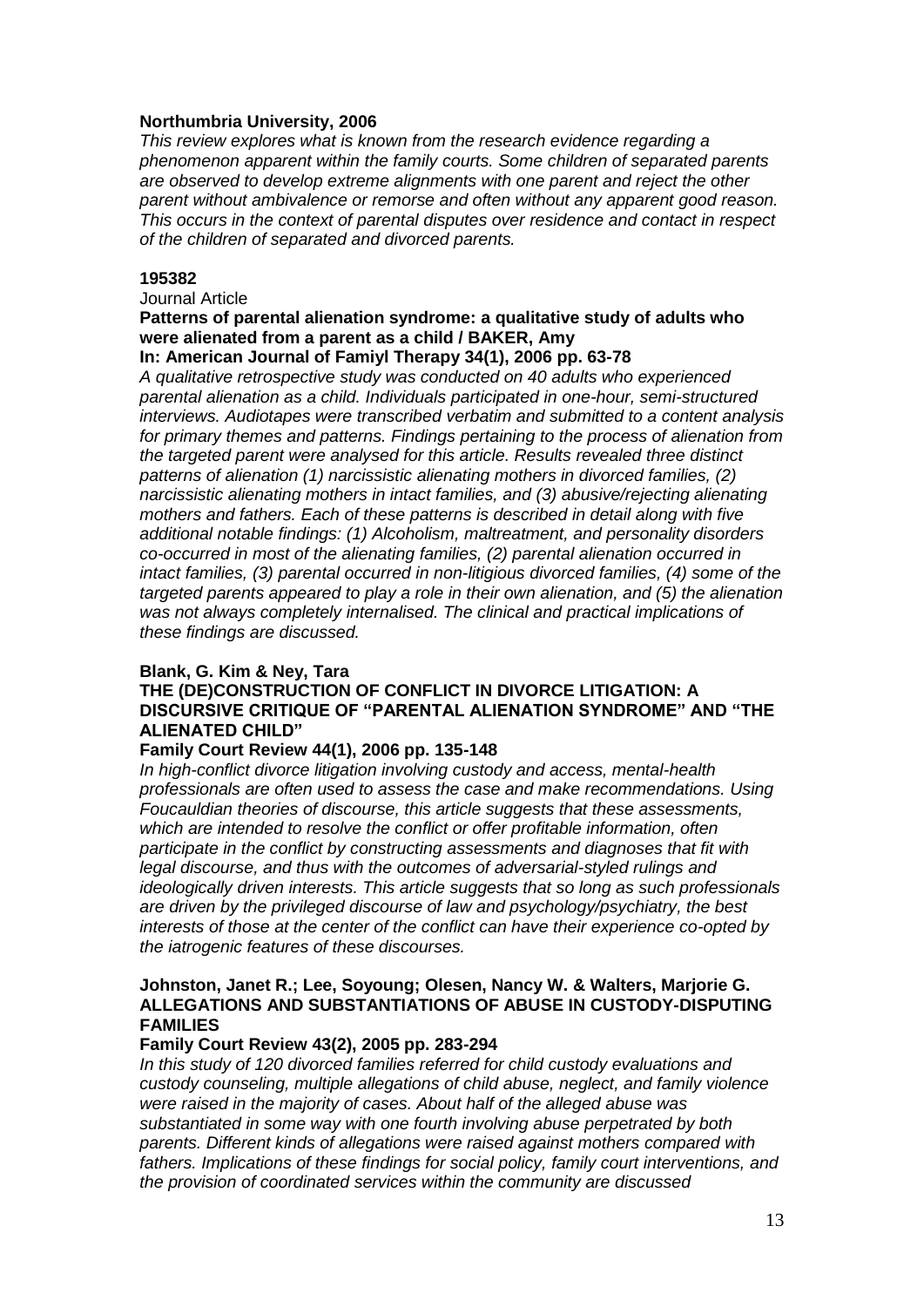**Northumbria University, 2006**

*This review explores what is known from the research evidence regarding a phenomenon apparent within the family courts. Some children of separated parents are observed to develop extreme alignments with one parent and reject the other parent without ambivalence or remorse and often without any apparent good reason. This occurs in the context of parental disputes over residence and contact in respect of the children of separated and divorced parents.*

**195382**

Journal Article

**Patterns of parental alienation syndrome: a qualitative study of adults who were alienated from a parent as a child / BAKER, Amy**

**In: American Journal of Famiyl Therapy 34(1), 2006 pp. 63-78**

*A qualitative retrospective study was conducted on 40 adults who experienced parental alienation as a child. Individuals participated in one-hour, semi-structured interviews. Audiotapes were transcribed verbatim and submitted to a content analysis for primary themes and patterns. Findings pertaining to the process of alienation from the targeted parent were analysed for this article. Results revealed three distinct patterns of alienation (1) narcissistic alienating mothers in divorced families, (2) narcissistic alienating mothers in intact families, and (3) abusive/rejecting alienating mothers and fathers. Each of these patterns is described in detail along with five additional notable findings: (1) Alcoholism, maltreatment, and personality disorders co-occurred in most of the alienating families, (2) parental alienation occurred in intact families, (3) parental occurred in non-litigious divorced families, (4) some of the targeted parents appeared to play a role in their own alienation, and (5) the alienation was not always completely internalised. The clinical and practical implications of these findings are discussed.*

**Blank, G. Kim & Ney, Tara**

**THE (DE)CONSTRUCTION OF CONFLICT IN DIVORCE LITIGATION: A DISCURSIVE CRITIQUE OF "PARENTAL ALIENATION SYNDROME" AND "THE ALIENATED CHILD"**

**Family Court Review 44(1), 2006 pp. 135-148**

*In high-conflict divorce litigation involving custody and access, mental-health professionals are often used to assess the case and make recommendations. Using Foucauldian theories of discourse, this article suggests that these assessments, which are intended to resolve the conflict or offer profitable information, often participate in the conflict by constructing assessments and diagnoses that fit with legal discourse, and thus with the outcomes of adversarial-styled rulings and ideologically driven interests. This article suggests that so long as such professionals are driven by the privileged discourse of law and psychology/psychiatry, the best interests of those at the center of the conflict can have their experience co-opted by the iatrogenic features of these discourses.*

**Johnston, Janet R.; Lee, Soyoung; Olesen, Nancy W. & Walters, Marjorie G.**

**ALLEGATIONS AND SUBSTANTIATIONS OF ABUSE IN CUSTODY-DISPUTING FAMILIES**

**Family Court Review 43(2), 2005 pp. 283-294**

*In this study of 120 divorced families referred for child custody evaluations and custody counseling, multiple allegations of child abuse, neglect, and family violence were raised in the majority of cases. About half of the alleged abuse was substantiated in some way with one fourth involving abuse perpetrated by both parents. Different kinds of allegations were raised against mothers compared with fathers. Implications of these findings for social policy, family court interventions, and the provision of coordinated services within the community are discussed*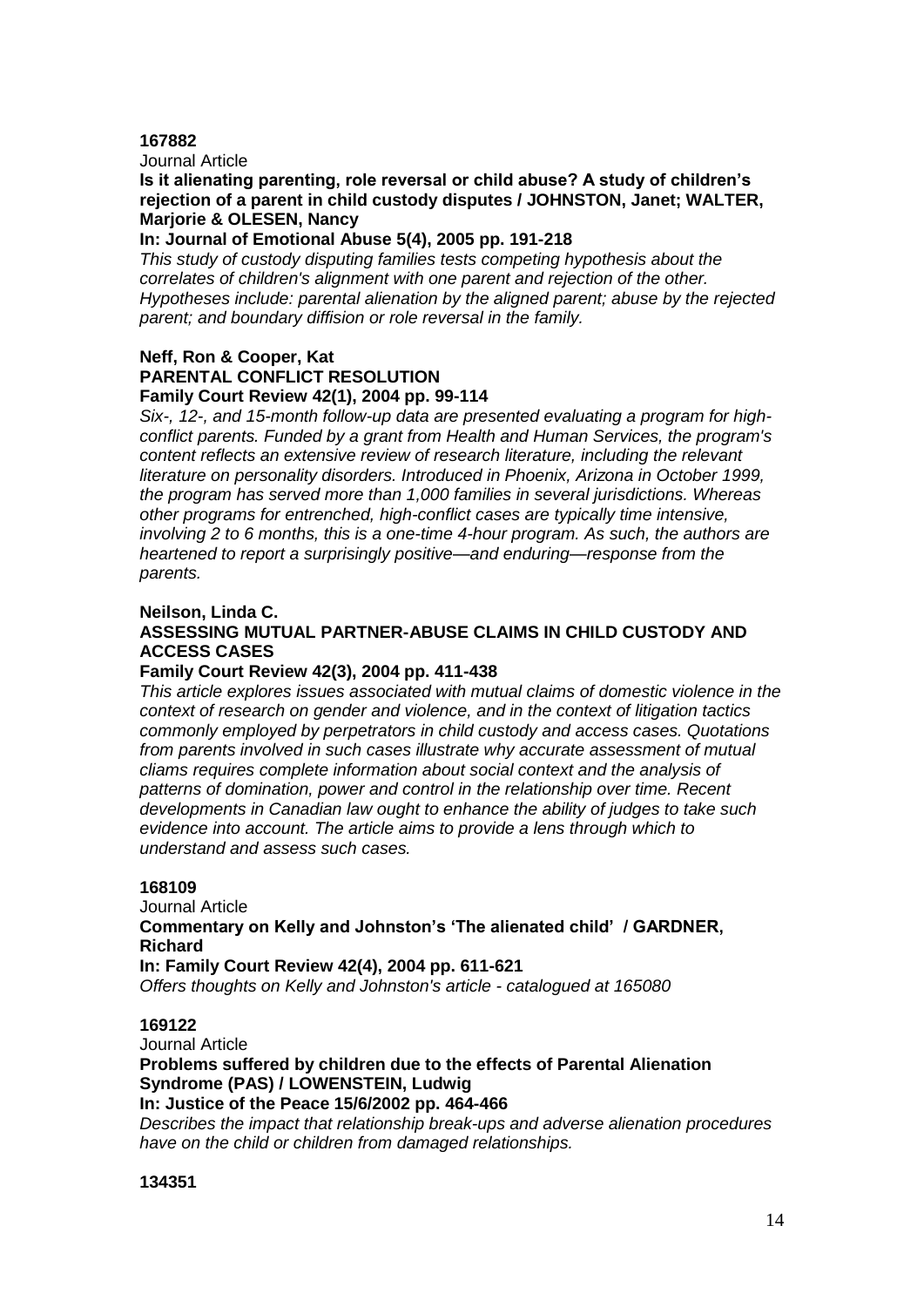**167882**

Journal Article

**Is it alienating parenting, role reversal or child abuse? A study of children's rejection of a parent in child custody disputes / JOHNSTON, Janet; WALTER, Marjorie & OLESEN, Nancy**

**In: Journal of Emotional Abuse 5(4), 2005 pp. 191-218**

*This study of custody disputing families tests competing hypothesis about the correlates of children's alignment with one parent and rejection of the other. Hypotheses include: parental alienation by the aligned parent; abuse by the rejected parent; and boundary diffision or role reversal in the family.*

**Neff, Ron & Cooper, Kat**

**PARENTAL CONFLICT RESOLUTION**

**Family Court Review 42(1), 2004 pp. 99-114**

*Six-, 12-, and 15-month follow-up data are presented evaluating a program for high-conflict parents. Funded by a grant from Health and Human Services, the program's content reflects an extensive review of research literature, including the relevant literature on personality disorders. Introduced in Phoenix, Arizona in October 1999, the program has served more than 1,000 families in several jurisdictions. Whereas other programs for entrenched, high-conflict cases are typically time intensive, involving 2 to 6 months, this is a one-time 4-hour program. As such, the authors are heartened to report a surprisingly positive—and enduring—response from the parents.*

**Neilson, Linda C.**

**ASSESSING MUTUAL PARTNER-ABUSE CLAIMS IN CHILD CUSTODY AND ACCESS CASES**

**Family Court Review 42(3), 2004 pp. 411-438**

*This article explores issues associated with mutual claims of domestic violence in the context of research on gender and violence, and in the context of litigation tactics commonly employed by perpetrators in child custody and access cases. Quotations from parents involved in such cases illustrate why accurate assessment of mutual cliams requires complete information about social context and the analysis of patterns of domination, power and control in the relationship over time. Recent developments in Canadian law ought to enhance the ability of judges to take such evidence into account. The article aims to provide a lens through which to understand and assess such cases.*

**168109**

Journal Article

**Commentary on Kelly and Johnston's 'The alienated child' / GARDNER, Richard**

**In: Family Court Review 42(4), 2004 pp. 611-621**

*Offers thoughts on Kelly and Johnston's article - catalogued at 165080*

**169122**

Journal Article

**Problems suffered by children due to the effects of Parental Alienation Syndrome (PAS) / LOWENSTEIN, Ludwig**

**In: Justice of the Peace 15/6/2002 pp. 464-466**

*Describes the impact that relationship break-ups and adverse alienation procedures have on the child or children from damaged relationships.*

**134351**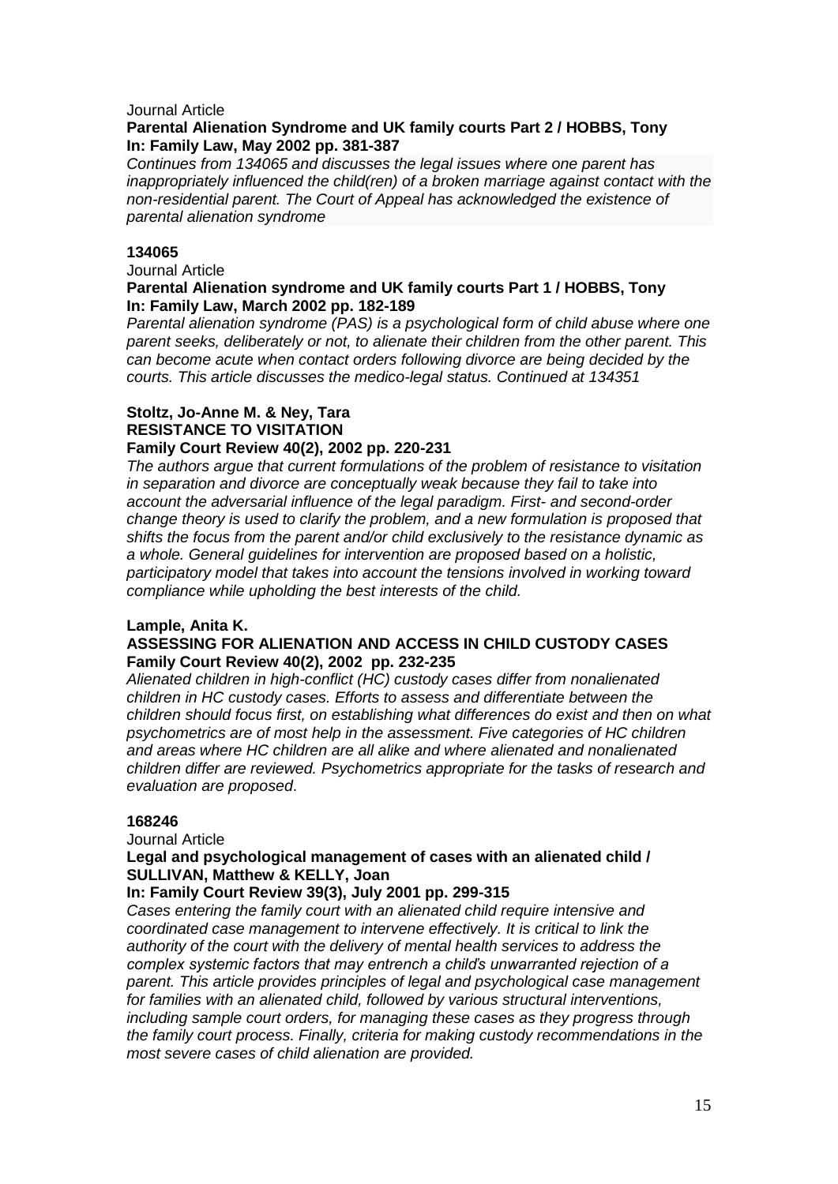Journal Article

**Parental Alienation Syndrome and UK family courts Part 2 / HOBBS, Tony**
**In: Family Law, May 2002 pp. 381-387**

*Continues from 134065 and discusses the legal issues where one parent has inappropriately influenced the child(ren) of a broken marriage against contact with the non-residential parent. The Court of Appeal has acknowledged the existence of parental alienation syndrome*

**134065**

Journal Article

**Parental Alienation syndrome and UK family courts Part 1 / HOBBS, Tony**
**In: Family Law, March 2002 pp. 182-189**

*Parental alienation syndrome (PAS) is a psychological form of child abuse where one parent seeks, deliberately or not, to alienate their children from the other parent. This can become acute when contact orders following divorce are being decided by the courts. This article discusses the medico-legal status. Continued at 134351*

**Stoltz, Jo-Anne M. & Ney, Tara**
**RESISTANCE TO VISITATION**
**Family Court Review 40(2), 2002 pp. 220-231**

*The authors argue that current formulations of the problem of resistance to visitation in separation and divorce are conceptually weak because they fail to take into account the adversarial influence of the legal paradigm. First- and second-order change theory is used to clarify the problem, and a new formulation is proposed that shifts the focus from the parent and/or child exclusively to the resistance dynamic as a whole. General guidelines for intervention are proposed based on a holistic, participatory model that takes into account the tensions involved in working toward compliance while upholding the best interests of the child.*

**Lample, Anita K.**
**ASSESSING FOR ALIENATION AND ACCESS IN CHILD CUSTODY CASES**
**Family Court Review 40(2), 2002 pp. 232-235**

*Alienated children in high-conflict (HC) custody cases differ from nonalienated children in HC custody cases. Efforts to assess and differentiate between the children should focus first, on establishing what differences do exist and then on what psychometrics are of most help in the assessment. Five categories of HC children and areas where HC children are all alike and where alienated and nonalienated children differ are reviewed. Psychometrics appropriate for the tasks of research and evaluation are proposed*.

**168246**

Journal Article

**Legal and psychological management of cases with an alienated child / SULLIVAN, Matthew & KELLY, Joan**
**In: Family Court Review 39(3), July 2001 pp. 299-315**

*Cases entering the family court with an alienated child require intensive and coordinated case management to intervene effectively. It is critical to link the authority of the court with the delivery of mental health services to address the complex systemic factors that may entrench a child's unwarranted rejection of a parent. This article provides principles of legal and psychological case management for families with an alienated child, followed by various structural interventions, including sample court orders, for managing these cases as they progress through the family court process. Finally, criteria for making custody recommendations in the most severe cases of child alienation are provided.*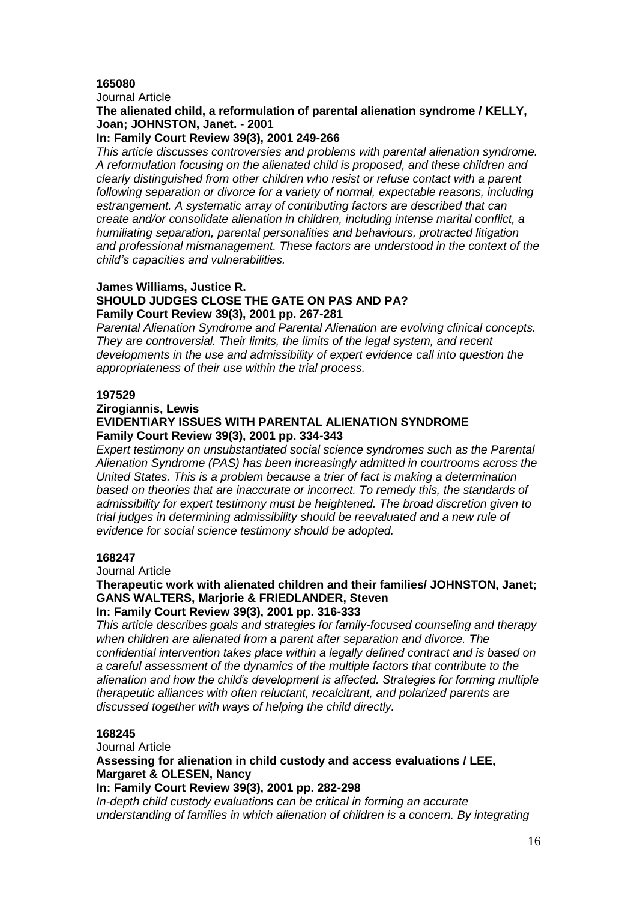**165080**

Journal Article

**The alienated child, a reformulation of parental alienation syndrome / KELLY, Joan; JOHNSTON, Janet.** - **2001**

**In: Family Court Review 39(3), 2001 249-266**

*This article discusses controversies and problems with parental alienation syndrome. A reformulation focusing on the alienated child is proposed, and these children and clearly distinguished from other children who resist or refuse contact with a parent following separation or divorce for a variety of normal, expectable reasons, including estrangement. A systematic array of contributing factors are described that can create and/or consolidate alienation in children, including intense marital conflict, a humiliating separation, parental personalities and behaviours, protracted litigation and professional mismanagement. These factors are understood in the context of the child's capacities and vulnerabilities.*

**James Williams, Justice R.**

**SHOULD JUDGES CLOSE THE GATE ON PAS AND PA?**

**Family Court Review 39(3), 2001 pp. 267-281**

*Parental Alienation Syndrome and Parental Alienation are evolving clinical concepts. They are controversial. Their limits, the limits of the legal system, and recent developments in the use and admissibility of expert evidence call into question the appropriateness of their use within the trial process.*

**197529**

**Zirogiannis, Lewis**

**EVIDENTIARY ISSUES WITH PARENTAL ALIENATION SYNDROME**

**Family Court Review 39(3), 2001 pp. 334-343**

*Expert testimony on unsubstantiated social science syndromes such as the Parental Alienation Syndrome (PAS) has been increasingly admitted in courtrooms across the United States. This is a problem because a trier of fact is making a determination based on theories that are inaccurate or incorrect. To remedy this, the standards of admissibility for expert testimony must be heightened. The broad discretion given to trial judges in determining admissibility should be reevaluated and a new rule of evidence for social science testimony should be adopted.*

**168247**

Journal Article

**Therapeutic work with alienated children and their families/ JOHNSTON, Janet; GANS WALTERS, Marjorie & FRIEDLANDER, Steven**

**In: Family Court Review 39(3), 2001 pp. 316-333**

*This article describes goals and strategies for family-focused counseling and therapy when children are alienated from a parent after separation and divorce. The confidential intervention takes place within a legally defined contract and is based on a careful assessment of the dynamics of the multiple factors that contribute to the alienation and how the child's development is affected. Strategies for forming multiple therapeutic alliances with often reluctant, recalcitrant, and polarized parents are discussed together with ways of helping the child directly.*

**168245**

Journal Article

**Assessing for alienation in child custody and access evaluations / LEE, Margaret & OLESEN, Nancy**

**In: Family Court Review 39(3), 2001 pp. 282-298**

*In-depth child custody evaluations can be critical in forming an accurate understanding of families in which alienation of children is a concern. By integrating*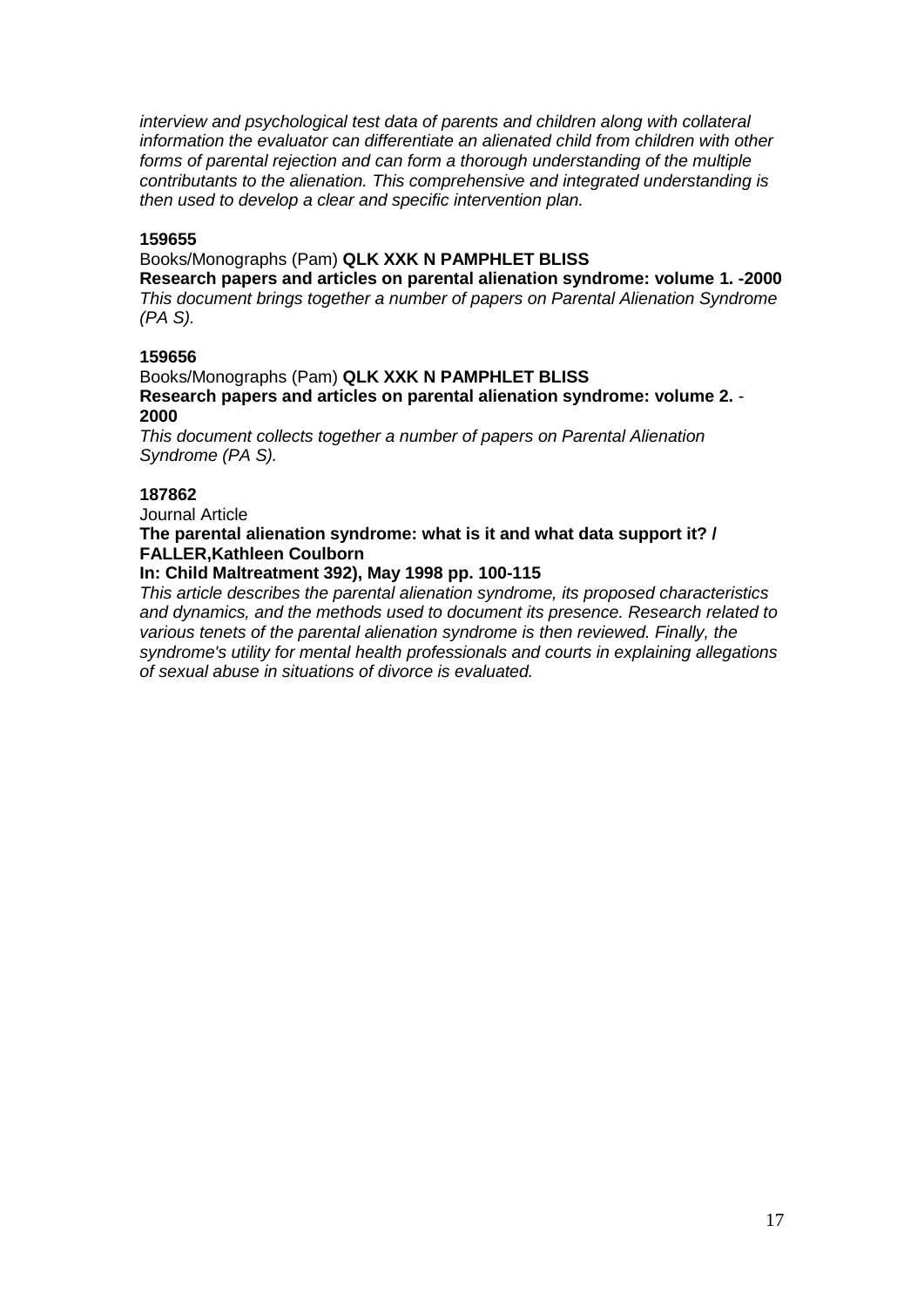*interview and psychological test data of parents and children along with collateral information the evaluator can differentiate an alienated child from children with other forms of parental rejection and can form a thorough understanding of the multiple contributants to the alienation. This comprehensive and integrated understanding is then used to develop a clear and specific intervention plan.*

**159655**

Books/Monographs (Pam) **QLK XXK N PAMPHLET BLISS**

**Research papers and articles on parental alienation syndrome: volume 1. -2000**

*This document brings together a number of papers on Parental Alienation Syndrome (PA S).*

**159656**

Books/Monographs (Pam) **QLK XXK N PAMPHLET BLISS**

**Research papers and articles on parental alienation syndrome: volume 2.** -**2000**

*This document collects together a number of papers on Parental Alienation Syndrome (PA S).*

**187862**

Journal Article

**The parental alienation syndrome: what is it and what data support it? / FALLER,Kathleen Coulborn**

**In: Child Maltreatment 392), May 1998 pp. 100-115**

*This article describes the parental alienation syndrome, its proposed characteristics and dynamics, and the methods used to document its presence. Research related to various tenets of the parental alienation syndrome is then reviewed. Finally, the syndrome's utility for mental health professionals and courts in explaining allegations of sexual abuse in situations of divorce is evaluated.*